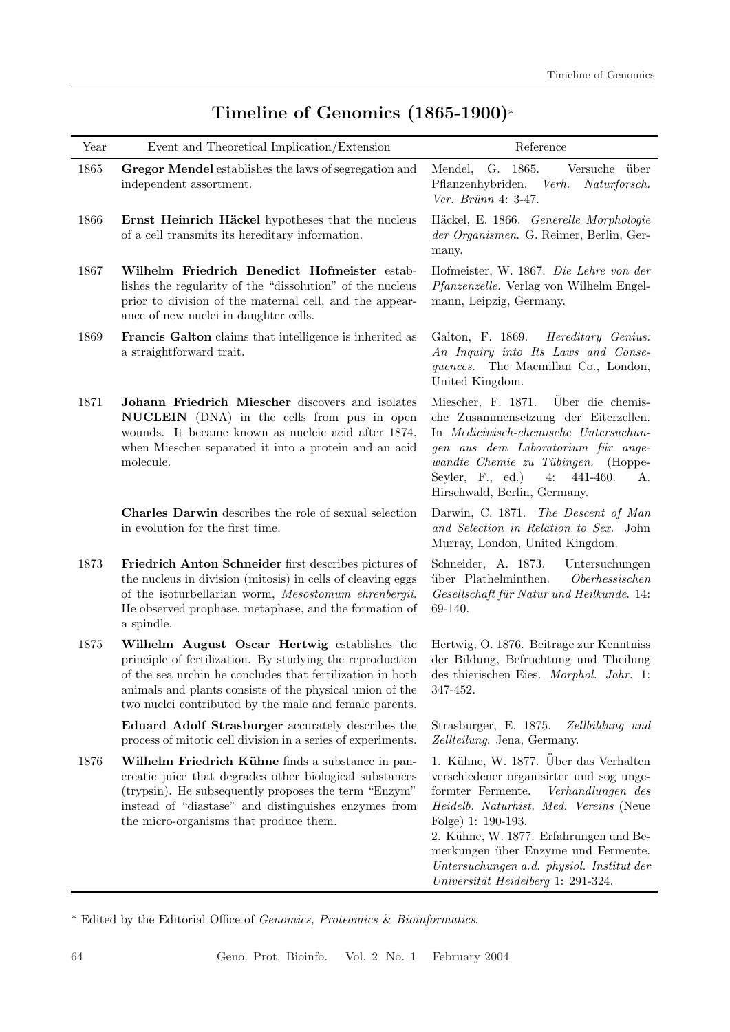# Timeline of Genomics (1865-1900)*

| Year | Event and Theoretical Implication/Extension | Reference |
|---|---|---|
| 1865 | **Gregor Mendel** establishes the laws of segregation and independent assortment. | Mendel, G. 1865. Versuche über Pflanzenhybriden. *Verh. Naturforsch. Ver. Brünn* 4: 3-47. |
| 1866 | **Ernst Heinrich Häckel** hypotheses that the nucleus of a cell transmits its hereditary information. | Häckel, E. 1866. *Generelle Morphologie der Organismen*. G. Reimer, Berlin, Germany. |
| 1867 | **Wilhelm Friedrich Benedict Hofmeister** establishes the regularity of the "dissolution" of the nucleus prior to division of the maternal cell, and the appearance of new nuclei in daughter cells. | Hofmeister, W. 1867. *Die Lehre von der Pfanzenzelle*. Verlag von Wilhelm Engelmann, Leipzig, Germany. |
| 1869 | **Francis Galton** claims that intelligence is inherited as a straightforward trait. | Galton, F. 1869. *Hereditary Genius: An Inquiry into Its Laws and Consequences*. The Macmillan Co., London, United Kingdom. |
| 1871 | **Johann Friedrich Miescher** discovers and isolates **NUCLEIN** (DNA) in the cells from pus in open wounds. It became known as nucleic acid after 1874, when Miescher separated it into a protein and an acid molecule. | Miescher, F. 1871. Über die chemische Zusammensetzung der Eiterzellen. In *Medicinisch-chemische Untersuchungen aus dem Laboratorium für angewandte Chemie zu Tübingen.* (Hoppe-Seyler, F., ed.) 4: 441-460. A. Hirschwald, Berlin, Germany. |
| | **Charles Darwin** describes the role of sexual selection in evolution for the first time. | Darwin, C. 1871. *The Descent of Man and Selection in Relation to Sex.* John Murray, London, United Kingdom. |
| 1873 | **Friedrich Anton Schneider** first describes pictures of the nucleus in division (mitosis) in cells of cleaving eggs of the isoturbellarian worm, *Mesostomum ehrenbergii*. He observed prophase, metaphase, and the formation of a spindle. | Schneider, A. 1873. Untersuchungen über Plathelminthen. *Oberhessischen Gesellschaft für Natur und Heilkunde*. 14: 69-140. |
| 1875 | **Wilhelm August Oscar Hertwig** establishes the principle of fertilization. By studying the reproduction of the sea urchin he concludes that fertilization in both animals and plants consists of the physical union of the two nuclei contributed by the male and female parents. | Hertwig, O. 1876. Beitrage zur Kenntniss der Bildung, Befruchtung und Theilung des thierischen Eies. *Morphol. Jahr.* 1: 347-452. |
| | **Eduard Adolf Strasburger** accurately describes the process of mitotic cell division in a series of experiments. | Strasburger, E. 1875. *Zellbildung und Zellteilung*. Jena, Germany. |
| 1876 | **Wilhelm Friedrich Kühne** finds a substance in pancreatic juice that degrades other biological substances (trypsin). He subsequently proposes the term "Enzym" instead of "diastase" and distinguishes enzymes from the micro-organisms that produce them. | 1. Kühne, W. 1877. Über das Verhalten verschiedener organisirter und sog ungeformter Fermente. *Verhandlungen des Heidelb. Naturhist. Med. Vereins* (Neue Folge) 1: 190-193.<br>2. Kühne, W. 1877. Erfahrungen und Bemerkungen über Enzyme und Fermente. *Untersuchungen a.d. physiol. Institut der Universität Heidelberg* 1: 291-324. |

\* Edited by the Editorial Office of *Genomics, Proteomics & Bioinformatics*.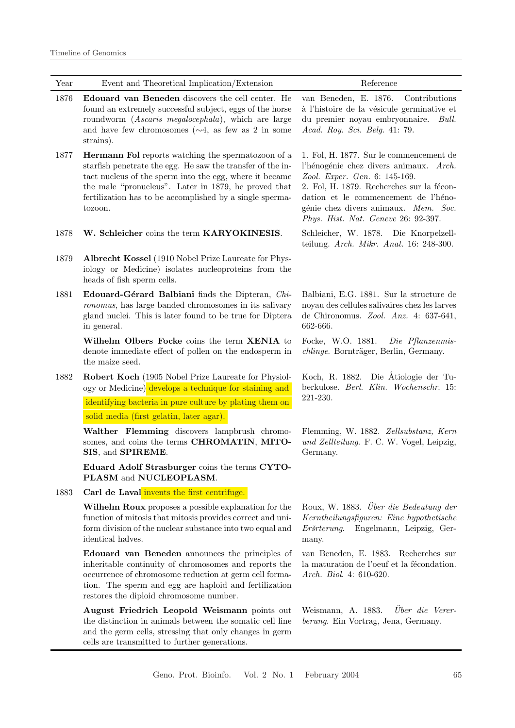| Year | Event and Theoretical Implication/Extension | Reference |
|---|---|---|
| 1876 | **Edouard van Beneden** discovers the cell center. He found an extremely successful subject, eggs of the horse roundworm (*Ascaris megalocephala*), which are large and have few chromosomes (∼4, as few as 2 in some strains). | van Beneden, E. 1876. Contributions à l'histoire de la vésicule germinative et du premier noyau embryonnaire. *Bull. Acad. Roy. Sci. Belg.* 41: 79. |
| 1877 | **Hermann Fol** reports watching the spermatozoon of a starfish penetrate the egg. He saw the transfer of the intact nucleus of the sperm into the egg, where it became the male "pronucleus". Later in 1879, he proved that fertilization has to be accomplished by a single spermatozoon. | 1. Fol, H. 1877. Sur le commencement de l'hénogénie chez divers animaux. *Arch. Zool. Exper. Gen.* 6: 145-169. 2. Fol, H. 1879. Recherches sur la fécondation et le commencement de l'hénogénie chez divers animaux. *Mem. Soc. Phys. Hist. Nat. Geneve* 26: 92-397. |
| 1878 | **W. Schleicher** coins the term **KARYOKINESIS**. | Schleicher, W. 1878. Die Knorpelzellteilung. *Arch. Mikr. Anat.* 16: 248-300. |
| 1879 | **Albrecht Kossel** (1910 Nobel Prize Laureate for Physiology or Medicine) isolates nucleoproteins from the heads of fish sperm cells. | |
| 1881 | **Edouard-Gérard Balbiani** finds the Dipteran, *Chironomus*, has large banded chromosomes in its salivary gland nuclei. This is later found to be true for Diptera in general. | Balbiani, E.G. 1881. Sur la structure de noyau des cellules salivaires chez les larves de Chironomus. *Zool. Anz.* 4: 637-641, 662-666. |
| | **Wilhelm Olbers Focke** coins the term **XENIA** to denote immediate effect of pollen on the endosperm in the maize seed. | Focke, W.O. 1881. *Die Pflanzenmischlinge*. Bornträger, Berlin, Germany. |
| 1882 | **Robert Koch** (1905 Nobel Prize Laureate for Physiology or Medicine) develops a technique for staining and identifying bacteria in pure culture by plating them on solid media (first gelatin, later agar). | Koch, R. 1882. Die Åtiologie der Tuberkulose. *Berl. Klin. Wochenschr.* 15: 221-230. |
| | **Walther Flemming** discovers lampbrush chromosomes, and coins the terms **CHROMATIN**, **MITOSIS**, and **SPIREME**. | Flemming, W. 1882. *Zellsubstanz, Kern und Zelltheilung*. F. C. W. Vogel, Leipzig, Germany. |
| | **Eduard Adolf Strasburger** coins the terms **CYTOPLASM** and **NUCLEOPLASM**. | |
| 1883 | **Carl de Laval** invents the first centrifuge. | |
| | **Wilhelm Roux** proposes a possible explanation for the function of mitosis that mitosis provides correct and uniform division of the nuclear substance into two equal and identical halves. | Roux, W. 1883. *Über die Bedeutung der Kerntheilungsfiguren: Eine hypothetische Eršrterung*. Engelmann, Leipzig, Germany. |
| | **Edouard van Beneden** announces the principles of inheritable continuity of chromosomes and reports the occurrence of chromosome reduction at germ cell formation. The sperm and egg are haploid and fertilization restores the diploid chromosome number. | van Beneden, E. 1883. Recherches sur la maturation de l'oeuf et la fécondation. *Arch. Biol.* 4: 610-620. |
| | **August Friedrich Leopold Weismann** points out the distinction in animals between the somatic cell line and the germ cells, stressing that only changes in germ cells are transmitted to further generations. | Weismann, A. 1883. *Über die Vererberung*. Ein Vortrag, Jena, Germany. |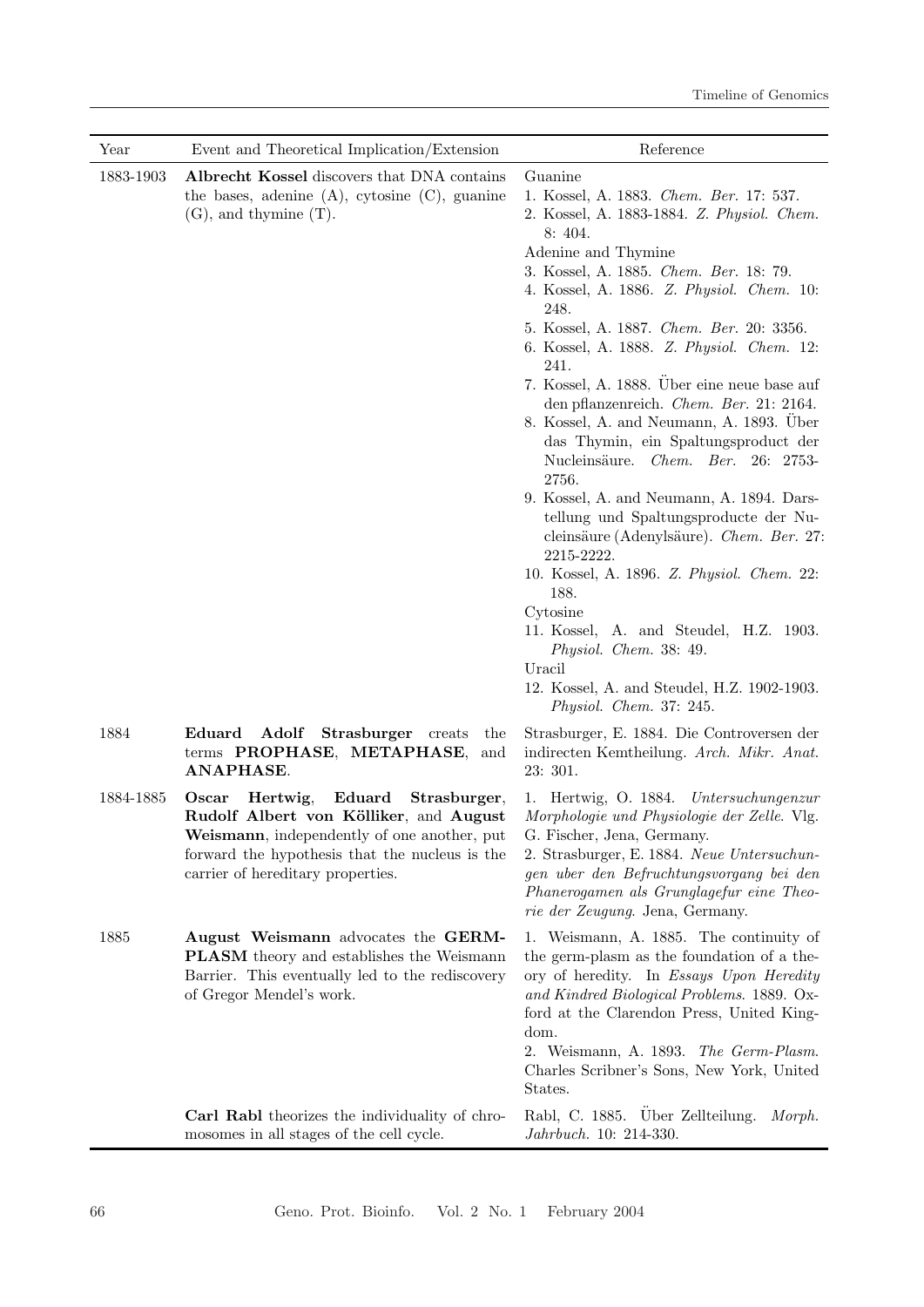| Year | Event and Theoretical Implication/Extension | Reference |
|---|---|---|
| 1883-1903 | **Albrecht Kossel** discovers that DNA contains the bases, adenine (A), cytosine (C), guanine (G), and thymine (T). | Guanine<br>1. Kossel, A. 1883. *Chem. Ber.* 17: 537.<br>2. Kossel, A. 1883-1884. *Z. Physiol. Chem.* 8: 404.<br>Adenine and Thymine<br>3. Kossel, A. 1885. *Chem. Ber.* 18: 79.<br>4. Kossel, A. 1886. *Z. Physiol. Chem.* 10: 248.<br>5. Kossel, A. 1887. *Chem. Ber.* 20: 3356.<br>6. Kossel, A. 1888. *Z. Physiol. Chem.* 12: 241.<br>7. Kossel, A. 1888. Über eine neue base auf den pflanzenreich. *Chem. Ber.* 21: 2164.<br>8. Kossel, A. and Neumann, A. 1893. Über das Thymin, ein Spaltungsproduct der Nucleinsäure. *Chem. Ber.* 26: 2753-2756.<br>9. Kossel, A. and Neumann, A. 1894. Darstellung und Spaltungsproducte der Nucleinsäure (Adenylsäure). *Chem. Ber.* 27: 2215-2222.<br>10. Kossel, A. 1896. *Z. Physiol. Chem.* 22: 188.<br>Cytosine<br>11. Kossel, A. and Steudel, H.Z. 1903. *Physiol. Chem.* 38: 49.<br>Uracil<br>12. Kossel, A. and Steudel, H.Z. 1902-1903. *Physiol. Chem.* 37: 245. |
| 1884 | **Eduard Adolf Strasburger** creats the terms **PROPHASE**, **METAPHASE**, and **ANAPHASE**. | Strasburger, E. 1884. Die Controversen der indirecten Kemtheilung. *Arch. Mikr. Anat.* 23: 301. |
| 1884-1885 | **Oscar Hertwig**, **Eduard Strasburger**, **Rudolf Albert von Kölliker**, and **August Weismann**, independently of one another, put forward the hypothesis that the nucleus is the carrier of hereditary properties. | 1. Hertwig, O. 1884. *Untersuchungenzur Morphologie und Physiologie der Zelle*. Vlg. G. Fischer, Jena, Germany.<br>2. Strasburger, E. 1884. *Neue Untersuchungen uber den Befruchtungsvorgang bei den Phanerogamen als Grunglagefur eine Theorie der Zeugung*. Jena, Germany. |
| 1885 | **August Weismann** advocates the **GERM-PLASM** theory and establishes the Weismann Barrier. This eventually led to the rediscovery of Gregor Mendel's work. | 1. Weismann, A. 1885. The continuity of the germ-plasm as the foundation of a theory of heredity. In *Essays Upon Heredity and Kindred Biological Problems*. 1889. Oxford at the Clarendon Press, United Kingdom.<br>2. Weismann, A. 1893. *The Germ-Plasm*. Charles Scribner's Sons, New York, United States. |
| | **Carl Rabl** theorizes the individuality of chromosomes in all stages of the cell cycle. | Rabl, C. 1885. Über Zellteilung. *Morph. Jahrbuch.* 10: 214-330. |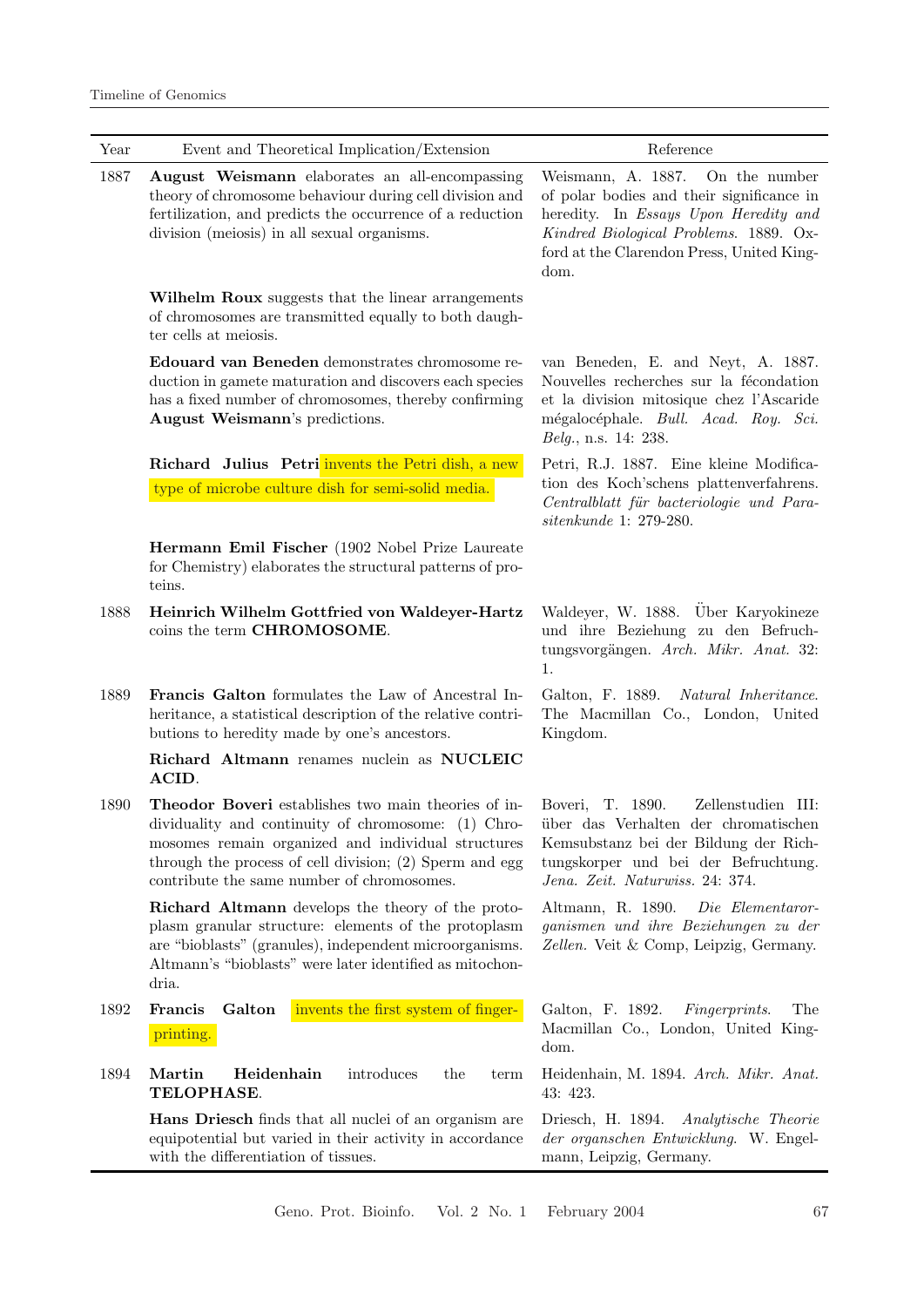| Year | Event and Theoretical Implication/Extension | Reference |
|---|---|---|
| 1887 | **August Weismann** elaborates an all-encompassing theory of chromosome behaviour during cell division and fertilization, and predicts the occurrence of a reduction division (meiosis) in all sexual organisms. | Weismann, A. 1887. On the number of polar bodies and their significance in heredity. In *Essays Upon Heredity and Kindred Biological Problems*. 1889. Oxford at the Clarendon Press, United Kingdom. |
| | **Wilhelm Roux** suggests that the linear arrangements of chromosomes are transmitted equally to both daughter cells at meiosis. | |
| | **Edouard van Beneden** demonstrates chromosome reduction in gamete maturation and discovers each species has a fixed number of chromosomes, thereby confirming **August Weismann**'s predictions. | van Beneden, E. and Neyt, A. 1887. Nouvelles recherches sur la fécondation et la division mitosique chez l'Ascaride mégalocéphale. *Bull. Acad. Roy. Sci. Belg.*, n.s. 14: 238. |
| | **Richard Julius Petri** invents the Petri dish, a new type of microbe culture dish for semi-solid media. | Petri, R.J. 1887. Eine kleine Modification des Koch'schens plattenverfahrens. *Centralblatt für bacteriologie und Parasitenkunde* 1: 279-280. |
| | **Hermann Emil Fischer** (1902 Nobel Prize Laureate for Chemistry) elaborates the structural patterns of proteins. | |
| 1888 | **Heinrich Wilhelm Gottfried von Waldeyer-Hartz** coins the term **CHROMOSOME**. | Waldeyer, W. 1888. Über Karyokineze und ihre Beziehung zu den Befruchtungsvorgängen. *Arch. Mikr. Anat.* 32: 1. |
| 1889 | **Francis Galton** formulates the Law of Ancestral Inheritance, a statistical description of the relative contributions to heredity made by one's ancestors. | Galton, F. 1889. *Natural Inheritance*. The Macmillan Co., London, United Kingdom. |
| | **Richard Altmann** renames nuclein as **NUCLEIC ACID**. | |
| 1890 | **Theodor Boveri** establishes two main theories of individuality and continuity of chromosome: (1) Chromosomes remain organized and individual structures through the process of cell division; (2) Sperm and egg contribute the same number of chromosomes. | Boveri, T. 1890. Zellenstudien III: über das Verhalten der chromatischen Kernsubstanz bei der Bildung der Richtungskorper und bei der Befruchtung. *Jena. Zeit. Naturwiss.* 24: 374. |
| | **Richard Altmann** develops the theory of the protoplasm granular structure: elements of the protoplasm are "bioblasts" (granules), independent microorganisms. Altmann's "bioblasts" were later identified as mitochondria. | Altmann, R. 1890. *Die Elementarorganismen und ihre Beziehungen zu der Zellen.* Veit & Comp, Leipzig, Germany. |
| 1892 | **Francis Galton** invents the first system of fingerprinting. | Galton, F. 1892. *Fingerprints*. The Macmillan Co., London, United Kingdom. |
| 1894 | **Martin Heidenhain** introduces the term **TELOPHASE**. | Heidenhain, M. 1894. *Arch. Mikr. Anat.* 43: 423. |
| | **Hans Driesch** finds that all nuclei of an organism are equipotential but varied in their activity in accordance with the differentiation of tissues. | Driesch, H. 1894. *Analytische Theorie der organschen Entwicklung*. W. Engelmann, Leipzig, Germany. |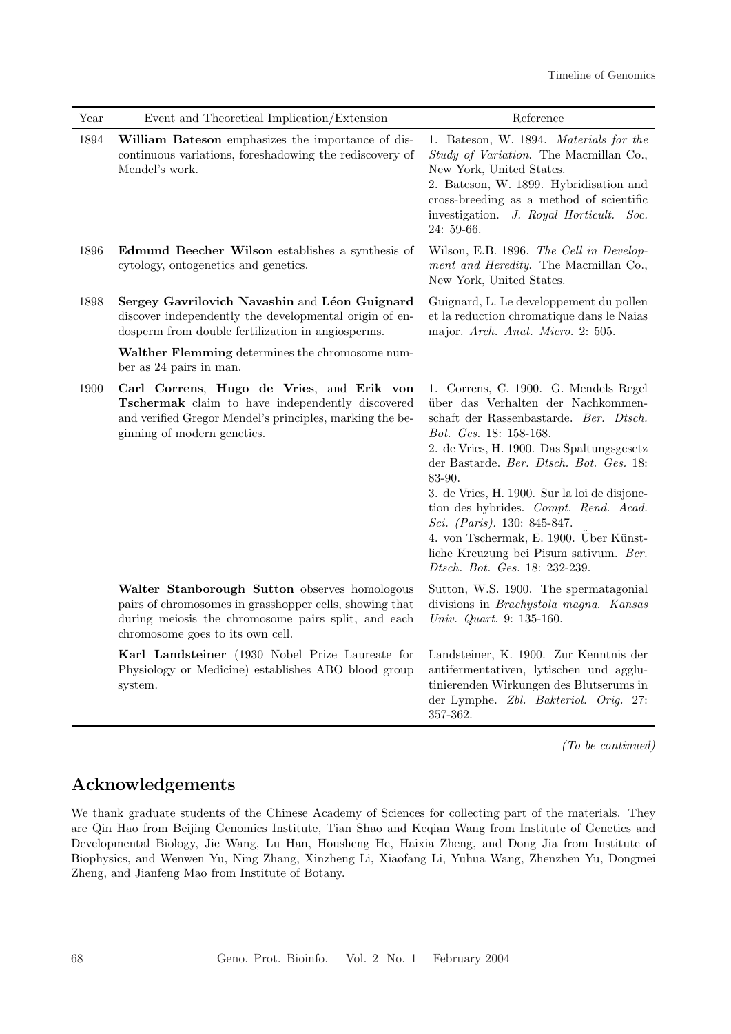| Year | Event and Theoretical Implication/Extension | Reference |
|---|---|---|
| 1894 | **William Bateson** emphasizes the importance of discontinuous variations, foreshadowing the rediscovery of Mendel's work. | 1. Bateson, W. 1894. *Materials for the Study of Variation*. The Macmillan Co., New York, United States.<br>2. Bateson, W. 1899. Hybridisation and cross-breeding as a method of scientific investigation. *J. Royal Horticult. Soc.* 24: 59-66. |
| 1896 | **Edmund Beecher Wilson** establishes a synthesis of cytology, ontogenetics and genetics. | Wilson, E.B. 1896. *The Cell in Development and Heredity*. The Macmillan Co., New York, United States. |
| 1898 | **Sergey Gavrilovich Navashin** and **Léon Guignard** discover independently the developmental origin of endosperm from double fertilization in angiosperms. | Guignard, L. Le developpement du pollen et la reduction chromatique dans le Naias major. *Arch. Anat. Micro.* 2: 505. |
| | **Walther Flemming** determines the chromosome number as 24 pairs in man. | |
| 1900 | **Carl Correns**, **Hugo de Vries**, and **Erik von Tschermak** claim to have independently discovered and verified Gregor Mendel's principles, marking the beginning of modern genetics. | 1. Correns, C. 1900. G. Mendels Regel über das Verhalten der Nachkommenschaft der Rassenbastarde. *Ber. Dtsch. Bot. Ges.* 18: 158-168.<br>2. de Vries, H. 1900. Das Spaltungsgesetz der Bastarde. *Ber. Dtsch. Bot. Ges.* 18: 83-90.<br>3. de Vries, H. 1900. Sur la loi de disjonction des hybrides. *Compt. Rend. Acad. Sci. (Paris)*. 130: 845-847.<br>4. von Tschermak, E. 1900. Über Künstliche Kreuzung bei Pisum sativum. *Ber. Dtsch. Bot. Ges.* 18: 232-239. |
| | **Walter Stanborough Sutton** observes homologous pairs of chromosomes in grasshopper cells, showing that during meiosis the chromosome pairs split, and each chromosome goes to its own cell. | Sutton, W.S. 1900. The spermatagonial divisions in *Brachystola magna*. *Kansas Univ. Quart.* 9: 135-160. |
| | **Karl Landsteiner** (1930 Nobel Prize Laureate for Physiology or Medicine) establishes ABO blood group system. | Landsteiner, K. 1900. Zur Kenntnis der antifermentativen, lytischen und agglutinierenden Wirkungen des Blutserums in der Lymphe. *Zbl. Bakteriol. Orig.* 27: 357-362. |

*(To be continued)*

## Acknowledgements

We thank graduate students of the Chinese Academy of Sciences for collecting part of the materials. They are Qin Hao from Beijing Genomics Institute, Tian Shao and Keqian Wang from Institute of Genetics and Developmental Biology, Jie Wang, Lu Han, Housheng He, Haixia Zheng, and Dong Jia from Institute of Biophysics, and Wenwen Yu, Ning Zhang, Xinzheng Li, Xiaofang Li, Yuhua Wang, Zhenzhen Yu, Dongmei Zheng, and Jianfeng Mao from Institute of Botany.